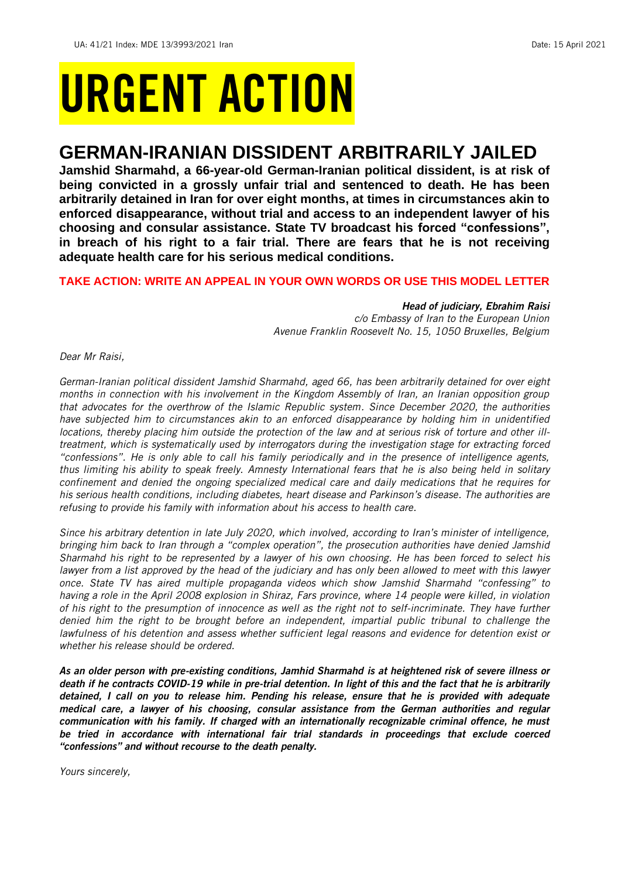# URGENT ACTION

## GERMAN-IRANIAN DISSIDENT ARBITRARILY JAILED

**Jamshid Sharmahd, a 66-year-old German-Iranian political dissident, is at risk of being convicted in a grossly unfair trial and sentenced to death. He has been arbitrarily detained in Iran for over eight months, at times in circumstances akin to enforced disappearance, without trial and access to an independent lawyer of his choosing and consular assistance. State TV broadcast his forced "confessions", in breach of his right to a fair trial. There are fears that he is not receiving adequate health care for his serious medical conditions.**

**TAKE ACTION: WRITE AN APPEAL IN YOUR OWN WORDS OR USE THIS MODEL LETTER**

***Head of judiciary, Ebrahim Raisi***
*c/o Embassy of Iran to the European Union*
*Avenue Franklin Roosevelt No. 15, 1050 Bruxelles, Belgium*

*Dear Mr Raisi,*

*German-Iranian political dissident Jamshid Sharmahd, aged 66, has been arbitrarily detained for over eight months in connection with his involvement in the Kingdom Assembly of Iran, an Iranian opposition group that advocates for the overthrow of the Islamic Republic system. Since December 2020, the authorities have subjected him to circumstances akin to an enforced disappearance by holding him in unidentified locations, thereby placing him outside the protection of the law and at serious risk of torture and other ill-treatment, which is systematically used by interrogators during the investigation stage for extracting forced "confessions". He is only able to call his family periodically and in the presence of intelligence agents, thus limiting his ability to speak freely. Amnesty International fears that he is also being held in solitary confinement and denied the ongoing specialized medical care and daily medications that he requires for his serious health conditions, including diabetes, heart disease and Parkinson's disease. The authorities are refusing to provide his family with information about his access to health care.*

*Since his arbitrary detention in late July 2020, which involved, according to Iran's minister of intelligence, bringing him back to Iran through a "complex operation", the prosecution authorities have denied Jamshid Sharmahd his right to be represented by a lawyer of his own choosing. He has been forced to select his lawyer from a list approved by the head of the judiciary and has only been allowed to meet with this lawyer once. State TV has aired multiple propaganda videos which show Jamshid Sharmahd "confessing" to having a role in the April 2008 explosion in Shiraz, Fars province, where 14 people were killed, in violation of his right to the presumption of innocence as well as the right not to self-incriminate. They have further denied him the right to be brought before an independent, impartial public tribunal to challenge the lawfulness of his detention and assess whether sufficient legal reasons and evidence for detention exist or whether his release should be ordered.*

***As an older person with pre-existing conditions, Jamhid Sharmahd is at heightened risk of severe illness or death if he contracts COVID-19 while in pre-trial detention. In light of this and the fact that he is arbitrarily detained, I call on you to release him. Pending his release, ensure that he is provided with adequate medical care, a lawyer of his choosing, consular assistance from the German authorities and regular communication with his family. If charged with an internationally recognizable criminal offence, he must be tried in accordance with international fair trial standards in proceedings that exclude coerced "confessions" and without recourse to the death penalty.***

*Yours sincerely,*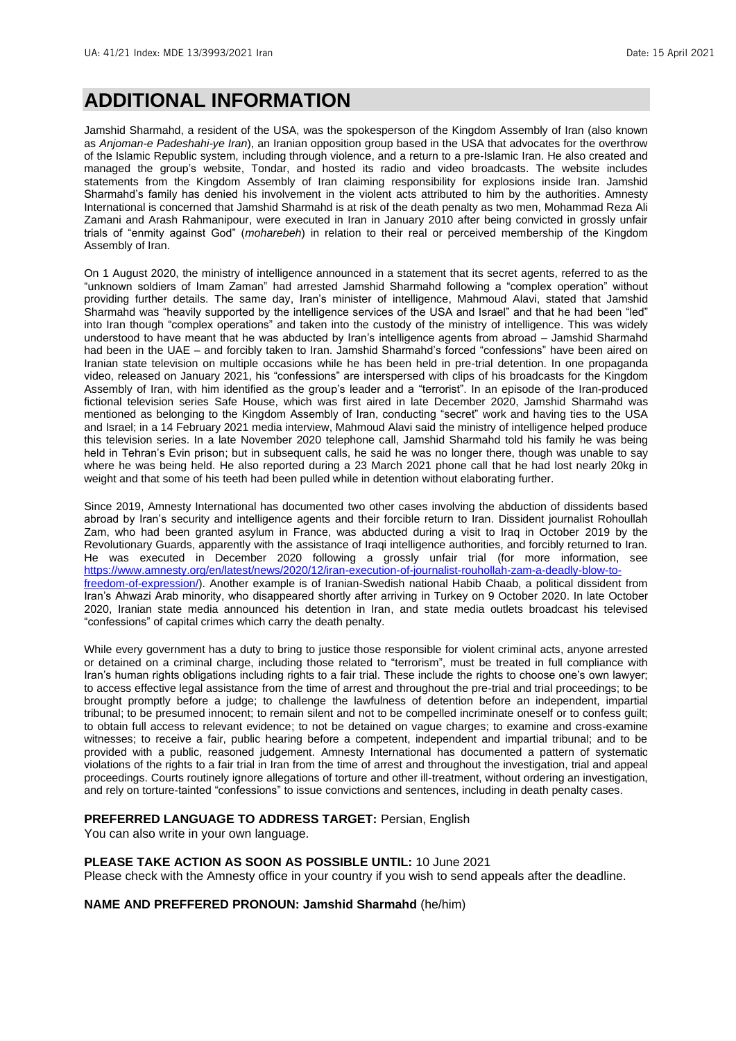# ADDITIONAL INFORMATION

Jamshid Sharmahd, a resident of the USA, was the spokesperson of the Kingdom Assembly of Iran (also known as *Anjoman-e Padeshahi-ye Iran*), an Iranian opposition group based in the USA that advocates for the overthrow of the Islamic Republic system, including through violence, and a return to a pre-Islamic Iran. He also created and managed the group's website, Tondar, and hosted its radio and video broadcasts. The website includes statements from the Kingdom Assembly of Iran claiming responsibility for explosions inside Iran. Jamshid Sharmahd's family has denied his involvement in the violent acts attributed to him by the authorities. Amnesty International is concerned that Jamshid Sharmahd is at risk of the death penalty as two men, Mohammad Reza Ali Zamani and Arash Rahmanipour, were executed in Iran in January 2010 after being convicted in grossly unfair trials of "enmity against God" (*moharebeh*) in relation to their real or perceived membership of the Kingdom Assembly of Iran.

On 1 August 2020, the ministry of intelligence announced in a statement that its secret agents, referred to as the "unknown soldiers of Imam Zaman" had arrested Jamshid Sharmahd following a "complex operation" without providing further details. The same day, Iran's minister of intelligence, Mahmoud Alavi, stated that Jamshid Sharmahd was "heavily supported by the intelligence services of the USA and Israel" and that he had been "led" into Iran though "complex operations" and taken into the custody of the ministry of intelligence. This was widely understood to have meant that he was abducted by Iran's intelligence agents from abroad – Jamshid Sharmahd had been in the UAE – and forcibly taken to Iran. Jamshid Sharmahd's forced "confessions" have been aired on Iranian state television on multiple occasions while he has been held in pre-trial detention. In one propaganda video, released on January 2021, his "confessions" are interspersed with clips of his broadcasts for the Kingdom Assembly of Iran, with him identified as the group's leader and a "terrorist". In an episode of the Iran-produced fictional television series Safe House, which was first aired in late December 2020, Jamshid Sharmahd was mentioned as belonging to the Kingdom Assembly of Iran, conducting "secret" work and having ties to the USA and Israel; in a 14 February 2021 media interview, Mahmoud Alavi said the ministry of intelligence helped produce this television series. In a late November 2020 telephone call, Jamshid Sharmahd told his family he was being held in Tehran's Evin prison; but in subsequent calls, he said he was no longer there, though was unable to say where he was being held. He also reported during a 23 March 2021 phone call that he had lost nearly 20kg in weight and that some of his teeth had been pulled while in detention without elaborating further.

Since 2019, Amnesty International has documented two other cases involving the abduction of dissidents based abroad by Iran's security and intelligence agents and their forcible return to Iran. Dissident journalist Rohoullah Zam, who had been granted asylum in France, was abducted during a visit to Iraq in October 2019 by the Revolutionary Guards, apparently with the assistance of Iraqi intelligence authorities, and forcibly returned to Iran. He was executed in December 2020 following a grossly unfair trial (for more information, see [https://www.amnesty.org/en/latest/news/2020/12/iran-execution-of-journalist-rouhollah-zam-a-deadly-blow-to-freedom-of-expression/](https://www.amnesty.org/en/latest/news/2020/12/iran-execution-of-journalist-rouhollah-zam-a-deadly-blow-to-freedom-of-expression/)). Another example is of Iranian-Swedish national Habib Chaab, a political dissident from Iran's Ahwazi Arab minority, who disappeared shortly after arriving in Turkey on 9 October 2020. In late October 2020, Iranian state media announced his detention in Iran, and state media outlets broadcast his televised "confessions" of capital crimes which carry the death penalty.

While every government has a duty to bring to justice those responsible for violent criminal acts, anyone arrested or detained on a criminal charge, including those related to "terrorism", must be treated in full compliance with Iran's human rights obligations including rights to a fair trial. These include the rights to choose one's own lawyer; to access effective legal assistance from the time of arrest and throughout the pre-trial and trial proceedings; to be brought promptly before a judge; to challenge the lawfulness of detention before an independent, impartial tribunal; to be presumed innocent; to remain silent and not to be compelled incriminate oneself or to confess guilt; to obtain full access to relevant evidence; to not be detained on vague charges; to examine and cross-examine witnesses; to receive a fair, public hearing before a competent, independent and impartial tribunal; and to be provided with a public, reasoned judgement. Amnesty International has documented a pattern of systematic violations of the rights to a fair trial in Iran from the time of arrest and throughout the investigation, trial and appeal proceedings. Courts routinely ignore allegations of torture and other ill-treatment, without ordering an investigation, and rely on torture-tainted "confessions" to issue convictions and sentences, including in death penalty cases.

**PREFERRED LANGUAGE TO ADDRESS TARGET:** Persian, English
You can also write in your own language.

**PLEASE TAKE ACTION AS SOON AS POSSIBLE UNTIL:** 10 June 2021
Please check with the Amnesty office in your country if you wish to send appeals after the deadline.

**NAME AND PREFFERED PRONOUN: Jamshid Sharmahd** (he/him)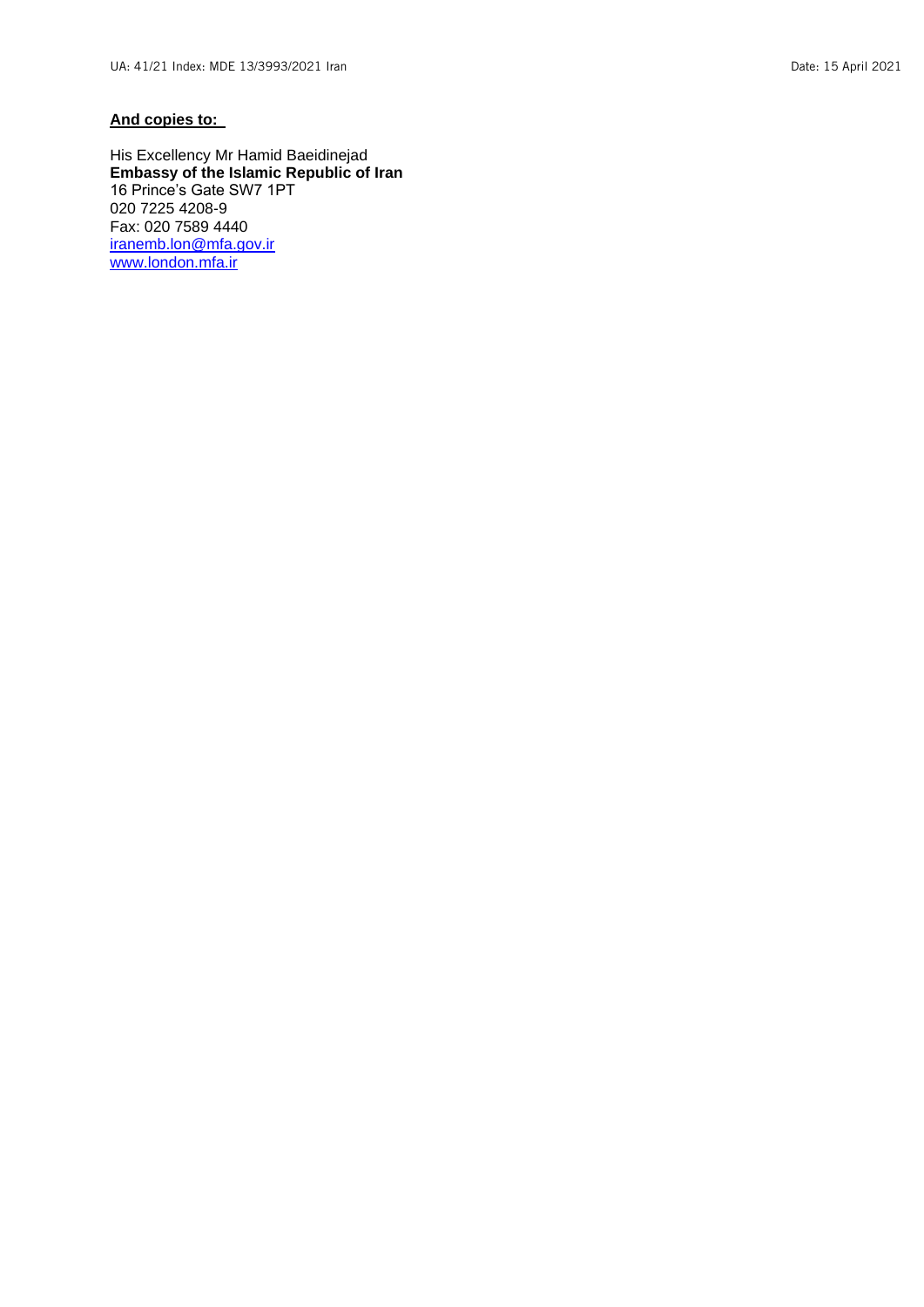**And copies to:**

His Excellency Mr Hamid Baeidinejad
**Embassy of the Islamic Republic of Iran**
16 Prince's Gate SW7 1PT
020 7225 4208-9
Fax: 020 7589 4440
iranemb.lon@mfa.gov.ir
www.london.mfa.ir